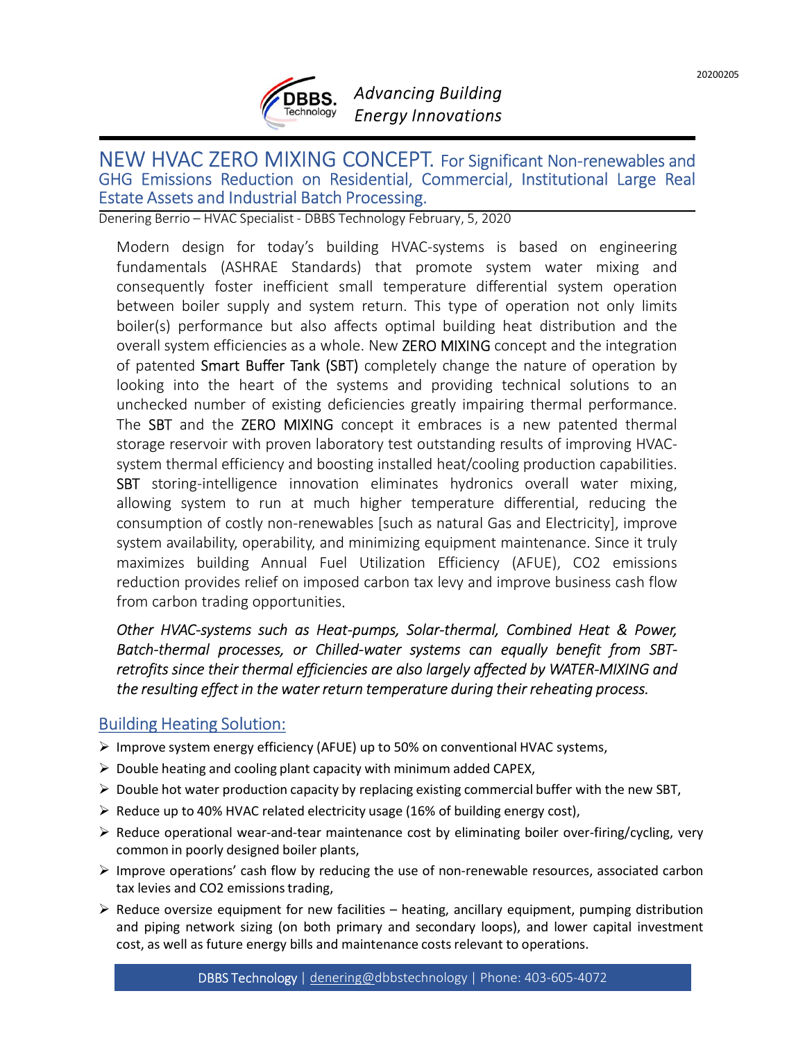Advancing Building Energy Innovations

# NEW HVAC ZERO MIXING CONCEPT. For Significant Non-renewables and GHG Emissions Reduction on Residential, Commercial, Institutional Large Real Estate Assets and Industrial Batch Processing.

Denering Berrio – HVAC Specialist - DBBS Technology February, 5, 2020

Modern design for today's building HVAC-systems is based on engineering fundamentals (ASHRAE Standards) that promote system water mixing and consequently foster inefficient small temperature differential system operation between boiler supply and system return. This type of operation not only limits boiler(s) performance but also affects optimal building heat distribution and the overall system efficiencies as a whole. New ZERO MIXING concept and the integration of patented Smart Buffer Tank (SBT) completely change the nature of operation by looking into the heart of the systems and providing technical solutions to an unchecked number of existing deficiencies greatly impairing thermal performance. The SBT and the ZERO MIXING concept it embraces is a new patented thermal storage reservoir with proven laboratory test outstanding results of improving HVAC-system thermal efficiency and boosting installed heat/cooling production capabilities. SBT storing-intelligence innovation eliminates hydronics overall water mixing, allowing system to run at much higher temperature differential, reducing the consumption of costly non-renewables [such as natural Gas and Electricity], improve system availability, operability, and minimizing equipment maintenance. Since it truly maximizes building Annual Fuel Utilization Efficiency (AFUE), $CO_2$ emissions reduction provides relief on imposed carbon tax levy and improve business cash flow from carbon trading opportunities.

*Other HVAC-systems such as Heat-pumps, Solar-thermal, Combined Heat & Power, Batch-thermal processes, or Chilled-water systems can equally benefit from SBT-retrofits since their thermal efficiencies are also largely affected by WATER-MIXING and the resulting effect in the water return temperature during their reheating process.*

## Building Heating Solution:

- Improve system energy efficiency (AFUE) up to 50% on conventional HVAC systems,
- Double heating and cooling plant capacity with minimum added CAPEX,
- Double hot water production capacity by replacing existing commercial buffer with the new SBT,
- Reduce up to 40% HVAC related electricity usage (16% of building energy cost),
- Reduce operational wear-and-tear maintenance cost by eliminating boiler over-firing/cycling, very common in poorly designed boiler plants,
- Improve operations' cash flow by reducing the use of non-renewable resources, associated carbon tax levies and $CO_2$ emissions trading,
- Reduce oversize equipment for new facilities – heating, ancillary equipment, pumping distribution and piping network sizing (on both primary and secondary loops), and lower capital investment cost, as well as future energy bills and maintenance costs relevant to operations.

DBBS Technology | denering@dbbstechnology | Phone: 403-605-4072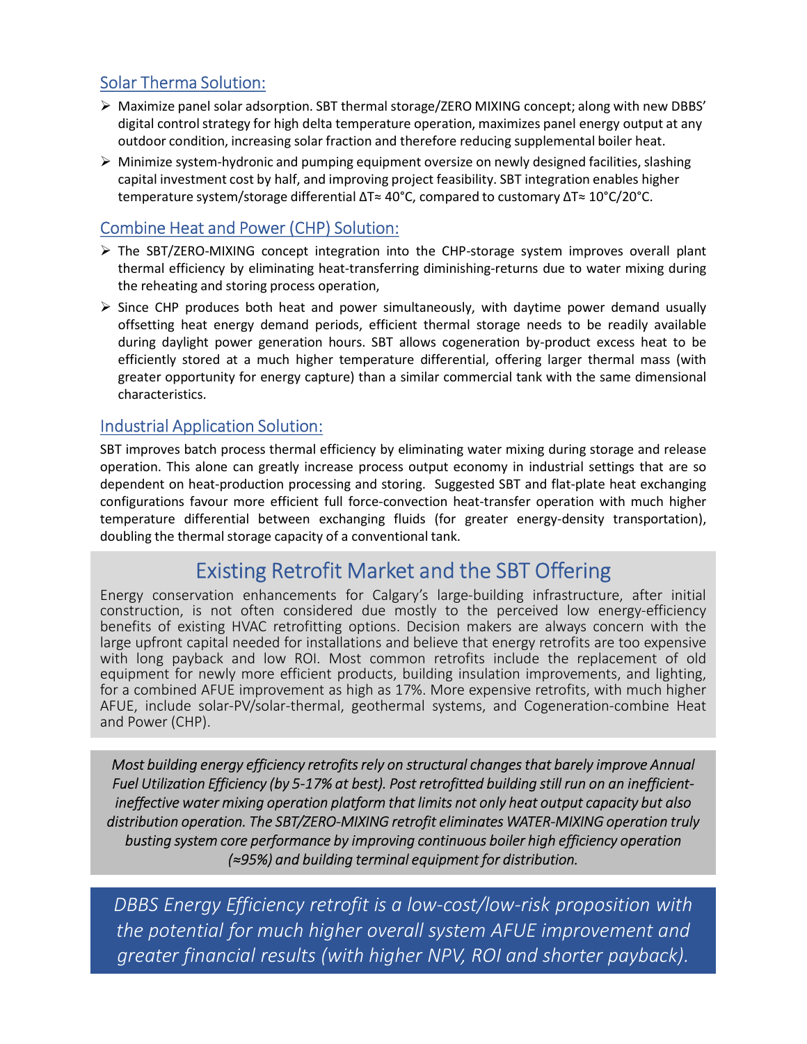## Solar Therma Solution:

- Maximize panel solar adsorption. SBT thermal storage/ZERO MIXING concept; along with new DBBS' digital control strategy for high delta temperature operation, maximizes panel energy output at any outdoor condition, increasing solar fraction and therefore reducing supplemental boiler heat.
- Minimize system-hydronic and pumping equipment oversize on newly designed facilities, slashing capital investment cost by half, and improving project feasibility. SBT integration enables higher temperature system/storage differential ΔT≈ 40°C, compared to customary ΔT≈ 10°C/20°C.

## Combine Heat and Power (CHP) Solution:

- The SBT/ZERO-MIXING concept integration into the CHP-storage system improves overall plant thermal efficiency by eliminating heat-transferring diminishing-returns due to water mixing during the reheating and storing process operation,
- Since CHP produces both heat and power simultaneously, with daytime power demand usually offsetting heat energy demand periods, efficient thermal storage needs to be readily available during daylight power generation hours. SBT allows cogeneration by-product excess heat to be efficiently stored at a much higher temperature differential, offering larger thermal mass (with greater opportunity for energy capture) than a similar commercial tank with the same dimensional characteristics.

## Industrial Application Solution:

SBT improves batch process thermal efficiency by eliminating water mixing during storage and release operation. This alone can greatly increase process output economy in industrial settings that are so dependent on heat-production processing and storing. Suggested SBT and flat-plate heat exchanging configurations favour more efficient full force-convection heat-transfer operation with much higher temperature differential between exchanging fluids (for greater energy-density transportation), doubling the thermal storage capacity of a conventional tank.

# Existing Retrofit Market and the SBT Offering

Energy conservation enhancements for Calgary's large-building infrastructure, after initial construction, is not often considered due mostly to the perceived low energy-efficiency benefits of existing HVAC retrofitting options. Decision makers are always concern with the large upfront capital needed for installations and believe that energy retrofits are too expensive with long payback and low ROI. Most common retrofits include the replacement of old equipment for newly more efficient products, building insulation improvements, and lighting, for a combined AFUE improvement as high as 17%. More expensive retrofits, with much higher AFUE, include solar-PV/solar-thermal, geothermal systems, and Cogeneration-combine Heat and Power (CHP).

*Most building energy efficiency retrofits rely on structural changes that barely improve Annual Fuel Utilization Efficiency (by 5-17% at best). Post retrofitted building still run on an inefficient-ineffective water mixing operation platform that limits not only heat output capacity but also distribution operation. The SBT/ZERO-MIXING retrofit eliminates WATER-MIXING operation truly busting system core performance by improving continuous boiler high efficiency operation (≈95%) and building terminal equipment for distribution.*

*DBBS Energy Efficiency retrofit is a low-cost/low-risk proposition with the potential for much higher overall system AFUE improvement and greater financial results (with higher NPV, ROI and shorter payback).*